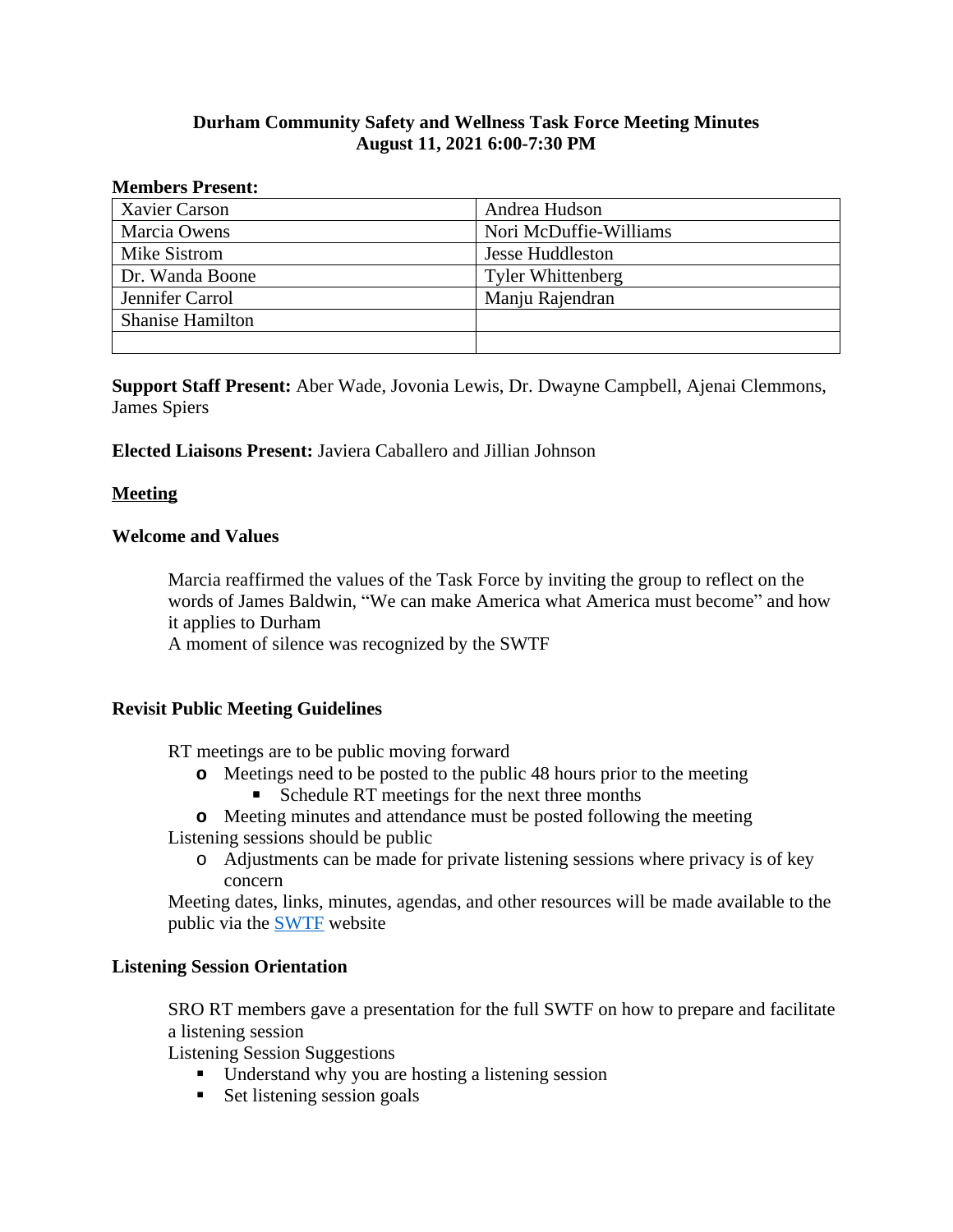**Durham Community Safety and Wellness Task Force Meeting Minutes**
**August 11, 2021 6:00-7:30 PM**

**Members Present:**

| | |
|---|---|
| Xavier Carson | Andrea Hudson |
| Marcia Owens | Nori McDuffie-Williams |
| Mike Sistrom | Jesse Huddleston |
| Dr. Wanda Boone | Tyler Whittenberg |
| Jennifer Carrol | Manju Rajendran |
| Shanise Hamilton | |
| | |

**Support Staff Present:** Aber Wade, Jovonia Lewis, Dr. Dwayne Campbell, Ajenai Clemmons, James Spiers

**Elected Liaisons Present:** Javiera Caballero and Jillian Johnson

## Meeting

### Welcome and Values

Marcia reaffirmed the values of the Task Force by inviting the group to reflect on the words of James Baldwin, "We can make America what America must become" and how it applies to Durham

A moment of silence was recognized by the SWTF

### Revisit Public Meeting Guidelines

RT meetings are to be public moving forward

- Meetings need to be posted to the public 48 hours prior to the meeting
  - Schedule RT meetings for the next three months
- Meeting minutes and attendance must be posted following the meeting

Listening sessions should be public

- Adjustments can be made for private listening sessions where privacy is of key concern

Meeting dates, links, minutes, agendas, and other resources will be made available to the public via the SWTF website

### Listening Session Orientation

SRO RT members gave a presentation for the full SWTF on how to prepare and facilitate a listening session

Listening Session Suggestions

- Understand why you are hosting a listening session
- Set listening session goals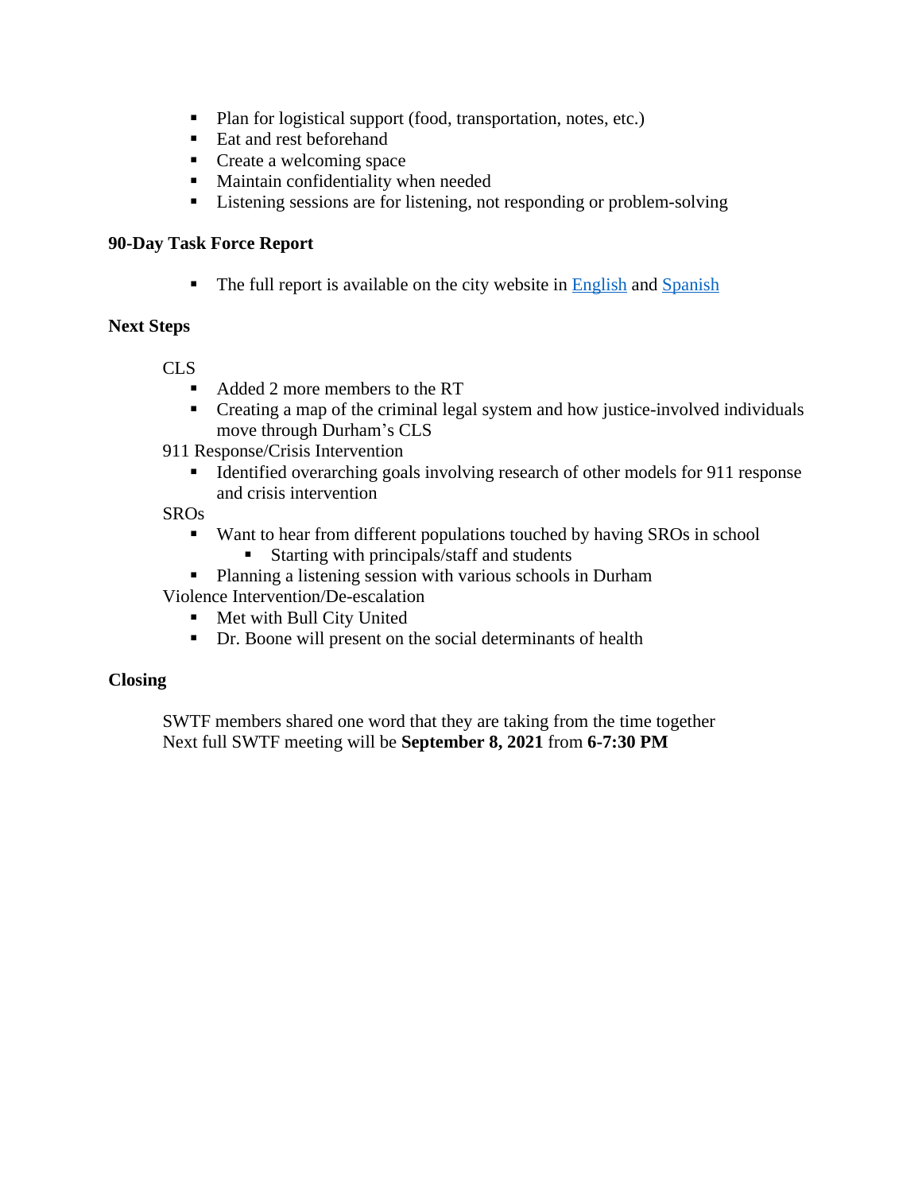- Plan for logistical support (food, transportation, notes, etc.)
- Eat and rest beforehand
- Create a welcoming space
- Maintain confidentiality when needed
- Listening sessions are for listening, not responding or problem-solving

**90-Day Task Force Report**

- The full report is available on the city website in English and Spanish

**Next Steps**

CLS

- Added 2 more members to the RT
- Creating a map of the criminal legal system and how justice-involved individuals move through Durham's CLS

911 Response/Crisis Intervention

- Identified overarching goals involving research of other models for 911 response and crisis intervention

SROs

- Want to hear from different populations touched by having SROs in school
  - Starting with principals/staff and students
- Planning a listening session with various schools in Durham

Violence Intervention/De-escalation

- Met with Bull City United
- Dr. Boone will present on the social determinants of health

**Closing**

SWTF members shared one word that they are taking from the time together
Next full SWTF meeting will be **September 8, 2021** from **6-7:30 PM**